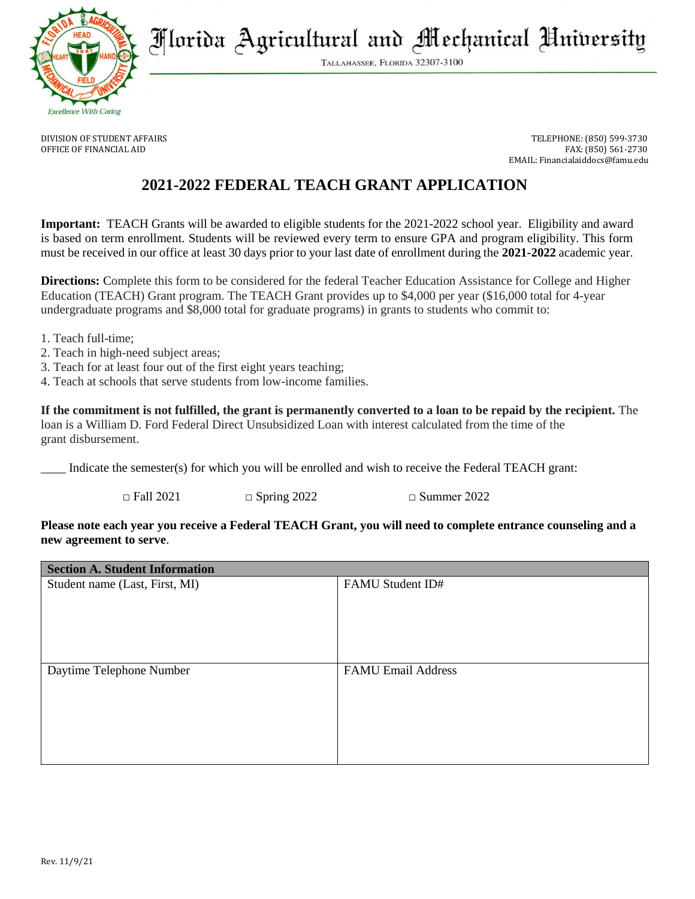# Florida Agricultural and Mechanical University

Tallahassee, Florida 32307-3100

Excellence With Caring

DIVISION OF STUDENT AFFAIRS
OFFICE OF FINANCIAL AID

TELEPHONE: (850) 599-3730
FAX: (850) 561-2730
EMAIL: Financialaiddocs@famu.edu

## 2021-2022 FEDERAL TEACH GRANT APPLICATION

**Important:** TEACH Grants will be awarded to eligible students for the 2021-2022 school year. Eligibility and award is based on term enrollment. Students will be reviewed every term to ensure GPA and program eligibility. This form must be received in our office at least 30 days prior to your last date of enrollment during the **2021-2022** academic year.

**Directions:** Complete this form to be considered for the federal Teacher Education Assistance for College and Higher Education (TEACH) Grant program. The TEACH Grant provides up to $4,000 per year ($16,000 total for 4-year undergraduate programs and $8,000 total for graduate programs) in grants to students who commit to:

1. Teach full-time;
2. Teach in high-need subject areas;
3. Teach for at least four out of the first eight years teaching;
4. Teach at schools that serve students from low-income families.

**If the commitment is not fulfilled, the grant is permanently converted to a loan to be repaid by the recipient.** The loan is a William D. Ford Federal Direct Unsubsidized Loan with interest calculated from the time of the grant disbursement.

____ Indicate the semester(s) for which you will be enrolled and wish to receive the Federal TEACH grant:

□ Fall 2021 □ Spring 2022 □ Summer 2022

**Please note each year you receive a Federal TEACH Grant, you will need to complete entrance counseling and a new agreement to serve**.

| Section A. Student Information | |
|---|---|
| Student name (Last, First, MI) | FAMU Student ID# |
| Daytime Telephone Number | FAMU Email Address |

Rev. 11/9/21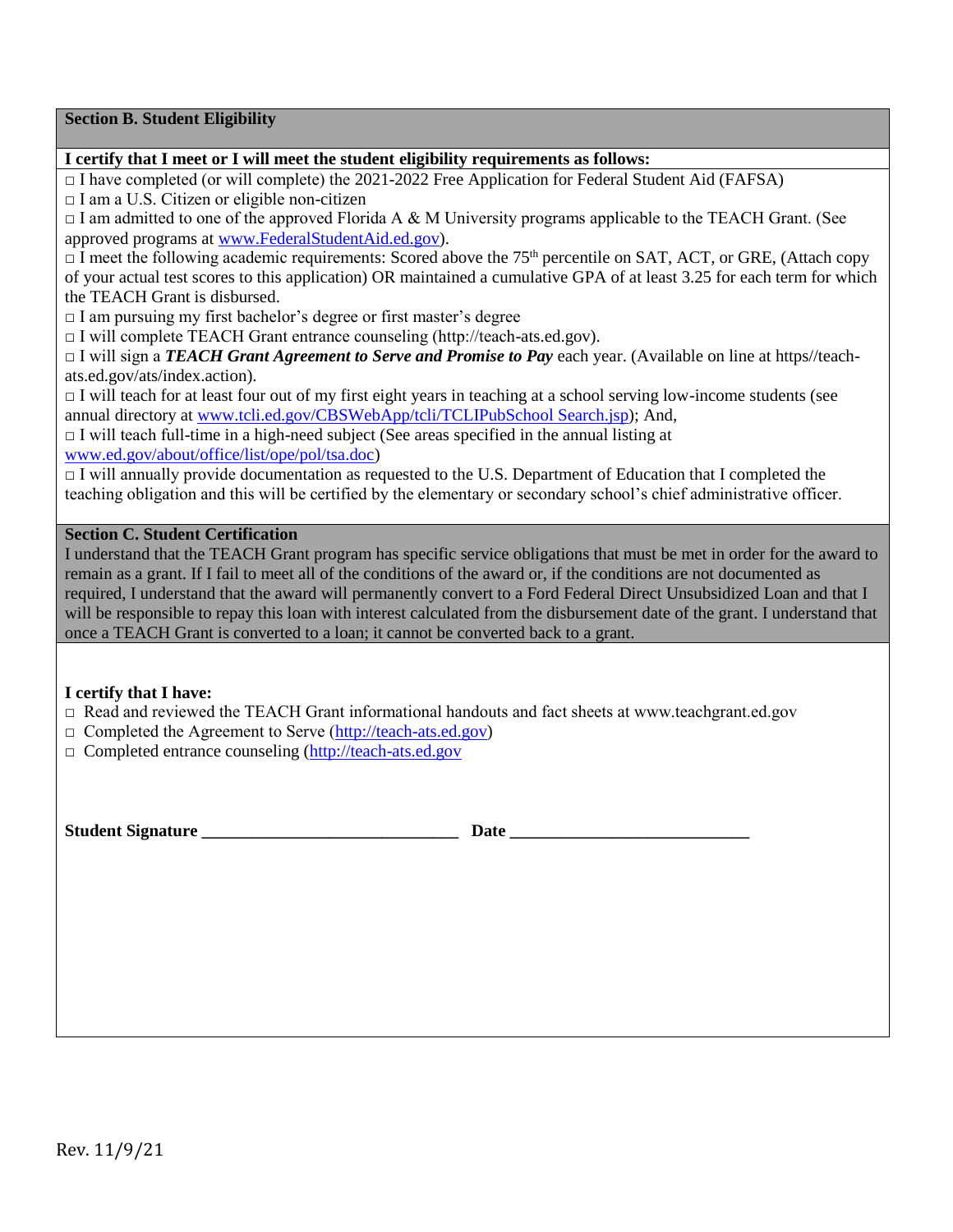## Section B. Student Eligibility

**I certify that I meet or I will meet the student eligibility requirements as follows:**

□ I have completed (or will complete) the 2021-2022 Free Application for Federal Student Aid (FAFSA)

□ I am a U.S. Citizen or eligible non-citizen

□ I am admitted to one of the approved Florida A & M University programs applicable to the TEACH Grant. (See approved programs at www.FederalStudentAid.ed.gov).

□ I meet the following academic requirements: Scored above the 75th percentile on SAT, ACT, or GRE, (Attach copy of your actual test scores to this application) OR maintained a cumulative GPA of at least 3.25 for each term for which the TEACH Grant is disbursed.

□ I am pursuing my first bachelor's degree or first master's degree

□ I will complete TEACH Grant entrance counseling (http://teach-ats.ed.gov).

□ I will sign a ***TEACH Grant Agreement to Serve and Promise to Pay*** each year. (Available on line at https//teach-ats.ed.gov/ats/index.action).

□ I will teach for at least four out of my first eight years in teaching at a school serving low-income students (see annual directory at www.tcli.ed.gov/CBSWebApp/tcli/TCLIPubSchool Search.jsp); And,

□ I will teach full-time in a high-need subject (See areas specified in the annual listing at www.ed.gov/about/office/list/ope/pol/tsa.doc)

□ I will annually provide documentation as requested to the U.S. Department of Education that I completed the teaching obligation and this will be certified by the elementary or secondary school's chief administrative officer.

## Section C. Student Certification

I understand that the TEACH Grant program has specific service obligations that must be met in order for the award to remain as a grant. If I fail to meet all of the conditions of the award or, if the conditions are not documented as required, I understand that the award will permanently convert to a Ford Federal Direct Unsubsidized Loan and that I will be responsible to repay this loan with interest calculated from the disbursement date of the grant. I understand that once a TEACH Grant is converted to a loan; it cannot be converted back to a grant.

**I certify that I have:**

□ Read and reviewed the TEACH Grant informational handouts and fact sheets at www.teachgrant.ed.gov

□ Completed the Agreement to Serve (http://teach-ats.ed.gov)

□ Completed entrance counseling (http://teach-ats.ed.gov

**Student Signature** ______________________________ **Date** ____________________________

Rev. 11/9/21